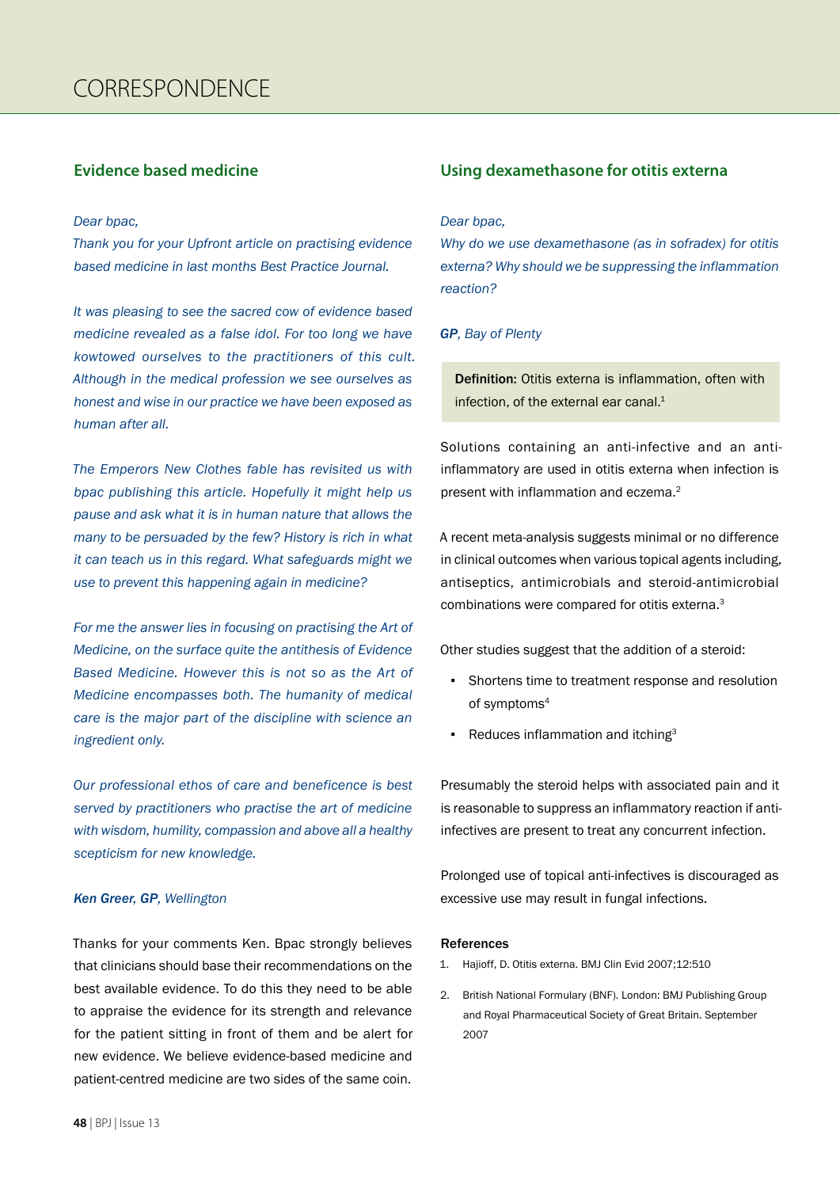# CORRESPONDENCE

## Evidence based medicine

*Dear bpac,*

*Thank you for your Upfront article on practising evidence based medicine in last months Best Practice Journal.*

*It was pleasing to see the sacred cow of evidence based medicine revealed as a false idol. For too long we have kowtowed ourselves to the practitioners of this cult. Although in the medical profession we see ourselves as honest and wise in our practice we have been exposed as human after all.*

*The Emperors New Clothes fable has revisited us with bpac publishing this article. Hopefully it might help us pause and ask what it is in human nature that allows the many to be persuaded by the few? History is rich in what it can teach us in this regard. What safeguards might we use to prevent this happening again in medicine?*

*For me the answer lies in focusing on practising the Art of Medicine, on the surface quite the antithesis of Evidence Based Medicine. However this is not so as the Art of Medicine encompasses both. The humanity of medical care is the major part of the discipline with science an ingredient only.*

*Our professional ethos of care and beneficence is best served by practitioners who practise the art of medicine with wisdom, humility, compassion and above all a healthy scepticism for new knowledge.*

***Ken Greer, GP**, Wellington*

Thanks for your comments Ken. Bpac strongly believes that clinicians should base their recommendations on the best available evidence. To do this they need to be able to appraise the evidence for its strength and relevance for the patient sitting in front of them and be alert for new evidence. We believe evidence-based medicine and patient-centred medicine are two sides of the same coin.

## Using dexamethasone for otitis externa

*Dear bpac,*

*Why do we use dexamethasone (as in sofradex) for otitis externa? Why should we be suppressing the inflammation reaction?*

***GP**, Bay of Plenty*

**Definition:** Otitis externa is inflammation, often with infection, of the external ear canal.[1]

Solutions containing an anti-infective and an anti-inflammatory are used in otitis externa when infection is present with inflammation and eczema.[2]

A recent meta-analysis suggests minimal or no difference in clinical outcomes when various topical agents including, antiseptics, antimicrobials and steroid-antimicrobial combinations were compared for otitis externa.[3]

Other studies suggest that the addition of a steroid:

- Shortens time to treatment response and resolution of symptoms[4]
- Reduces inflammation and itching[3]

Presumably the steroid helps with associated pain and it is reasonable to suppress an inflammatory reaction if anti-infectives are present to treat any concurrent infection.

Prolonged use of topical anti-infectives is discouraged as excessive use may result in fungal infections.

**References**

1. Hajioff, D. Otitis externa. BMJ Clin Evid 2007;12:510
2. British National Formulary (BNF). London: BMJ Publishing Group and Royal Pharmaceutical Society of Great Britain. September 2007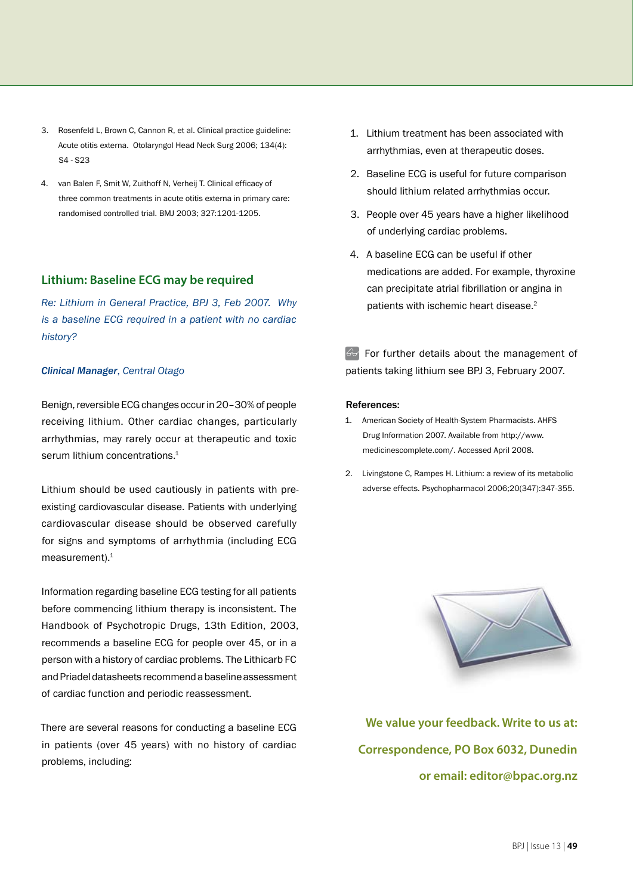3. Rosenfeld L, Brown C, Cannon R, et al. Clinical practice guideline: Acute otitis externa. Otolaryngol Head Neck Surg 2006; 134(4): S4 - S23
4. van Balen F, Smit W, Zuithoff N, Verheij T. Clinical efficacy of three common treatments in acute otitis externa in primary care: randomised controlled trial. BMJ 2003; 327:1201-1205.

## Lithium: Baseline ECG may be required

*Re: Lithium in General Practice, BPJ 3, Feb 2007. Why is a baseline ECG required in a patient with no cardiac history?*

***Clinical Manager**, Central Otago*

Benign, reversible ECG changes occur in 20–30% of people receiving lithium. Other cardiac changes, particularly arrhythmias, may rarely occur at therapeutic and toxic serum lithium concentrations.[1]

Lithium should be used cautiously in patients with pre-existing cardiovascular disease. Patients with underlying cardiovascular disease should be observed carefully for signs and symptoms of arrhythmia (including ECG measurement).[1]

Information regarding baseline ECG testing for all patients before commencing lithium therapy is inconsistent. The Handbook of Psychotropic Drugs, 13th Edition, 2003, recommends a baseline ECG for people over 45, or in a person with a history of cardiac problems. The Lithicarb FC and Priadel datasheets recommend a baseline assessment of cardiac function and periodic reassessment.

There are several reasons for conducting a baseline ECG in patients (over 45 years) with no history of cardiac problems, including:

1. Lithium treatment has been associated with arrhythmias, even at therapeutic doses.
2. Baseline ECG is useful for future comparison should lithium related arrhythmias occur.
3. People over 45 years have a higher likelihood of underlying cardiac problems.
4. A baseline ECG can be useful if other medications are added. For example, thyroxine can precipitate atrial fibrillation or angina in patients with ischemic heart disease.[2]

For further details about the management of patients taking lithium see BPJ 3, February 2007.

**References:**

1. American Society of Health-System Pharmacists. AHFS Drug Information 2007. Available from http://www.medicinescomplete.com/. Accessed April 2008.
2. Livingstone C, Rampes H. Lithium: a review of its metabolic adverse effects. Psychopharmacol 2006;20(347):347-355.

**We value your feedback. Write to us at: Correspondence, PO Box 6032, Dunedin or email: editor@bpac.org.nz**